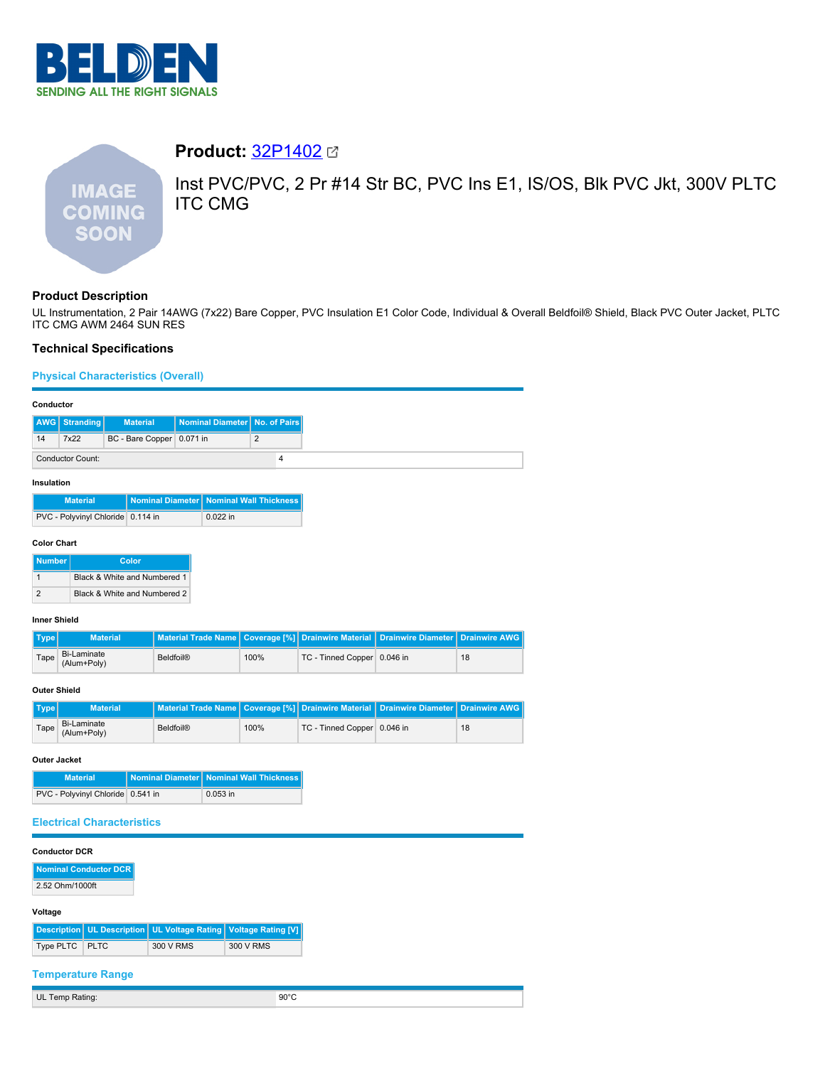BELDEN
SENDING ALL THE RIGHT SIGNALS

# Product: 32P1402

Inst PVC/PVC, 2 Pr #14 Str BC, PVC Ins E1, IS/OS, Blk PVC Jkt, 300V PLTC ITC CMG

## Product Description

UL Instrumentation, 2 Pair 14AWG (7x22) Bare Copper, PVC Insulation E1 Color Code, Individual & Overall Beldfoil® Shield, Black PVC Outer Jacket, PLTC ITC CMG AWM 2464 SUN RES

## Technical Specifications

### Physical Characteristics (Overall)

#### Conductor

| AWG | Stranding | Material | Nominal Diameter | No. of Pairs |
|---|---|---|---|---|
| 14 | 7x22 | BC - Bare Copper | 0.071 in | 2 |

| Conductor Count: | 4 |
|---|---|

#### Insulation

| Material | Nominal Diameter | Nominal Wall Thickness |
|---|---|---|
| PVC - Polyvinyl Chloride | 0.114 in | 0.022 in |

#### Color Chart

| Number | Color |
|---|---|
| 1 | Black & White and Numbered 1 |
| 2 | Black & White and Numbered 2 |

#### Inner Shield

| Type | Material | Material Trade Name | Coverage [%] | Drainwire Material | Drainwire Diameter | Drainwire AWG |
|---|---|---|---|---|---|---|
| Tape | Bi-Laminate (Alum+Poly) | Beldfoil® | 100% | TC - Tinned Copper | 0.046 in | 18 |

#### Outer Shield

| Type | Material | Material Trade Name | Coverage [%] | Drainwire Material | Drainwire Diameter | Drainwire AWG |
|---|---|---|---|---|---|---|
| Tape | Bi-Laminate (Alum+Poly) | Beldfoil® | 100% | TC - Tinned Copper | 0.046 in | 18 |

#### Outer Jacket

| Material | Nominal Diameter | Nominal Wall Thickness |
|---|---|---|
| PVC - Polyvinyl Chloride | 0.541 in | 0.053 in |

### Electrical Characteristics

#### Conductor DCR

| Nominal Conductor DCR |
|---|
| 2.52 Ohm/1000ft |

#### Voltage

| Description | UL Description | UL Voltage Rating | Voltage Rating [V] |
|---|---|---|---|
| Type PLTC | PLTC | 300 V RMS | 300 V RMS |

### Temperature Range

| UL Temp Rating: | 90°C |
|---|---|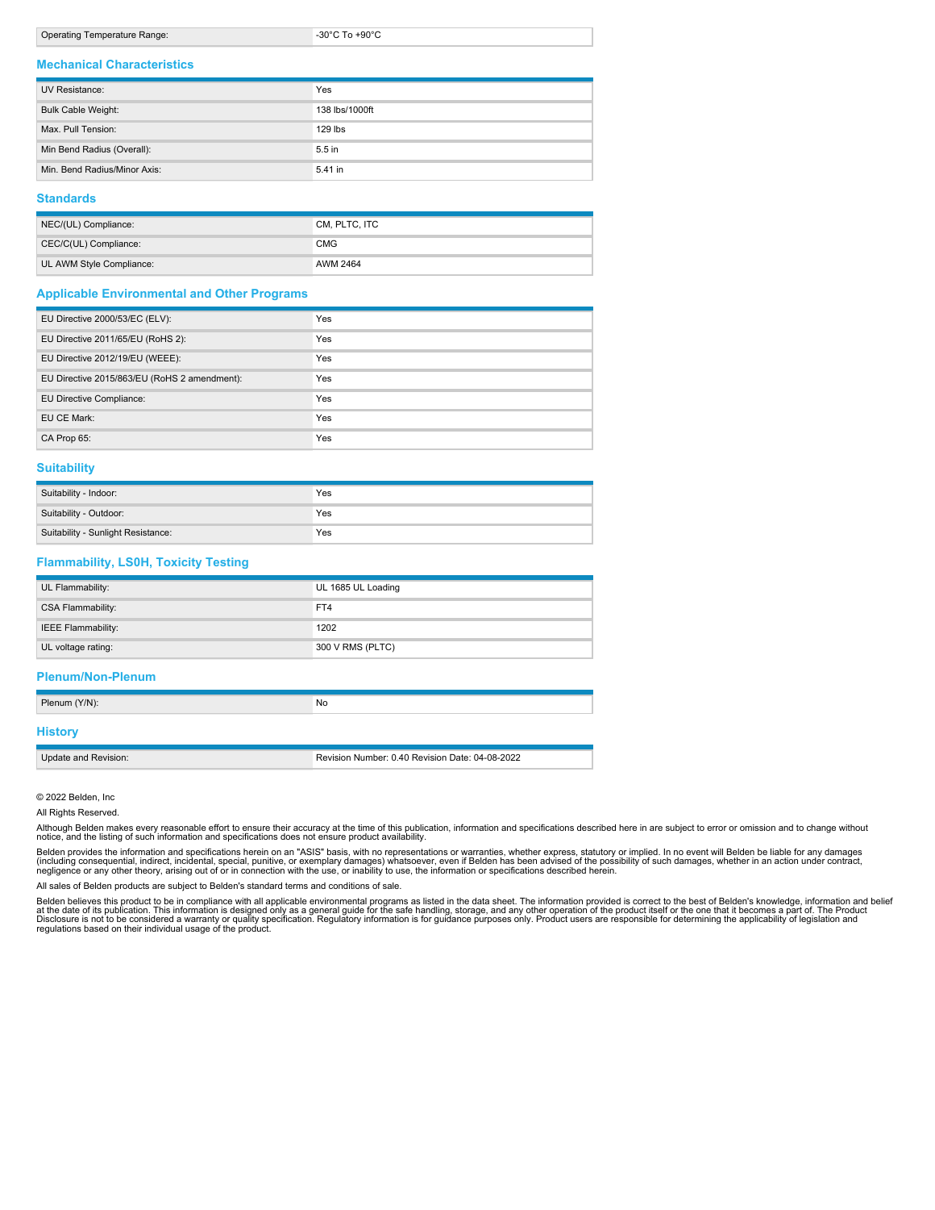| | |
|---|---|
| Operating Temperature Range: | -30°C To +90°C |

## Mechanical Characteristics

| | |
|---|---|
| UV Resistance: | Yes |
| Bulk Cable Weight: | 138 lbs/1000ft |
| Max. Pull Tension: | 129 lbs |
| Min Bend Radius (Overall): | 5.5 in |
| Min. Bend Radius/Minor Axis: | 5.41 in |

## Standards

| | |
|---|---|
| NEC/(UL) Compliance: | CM, PLTC, ITC |
| CEC/C(UL) Compliance: | CMG |
| UL AWM Style Compliance: | AWM 2464 |

## Applicable Environmental and Other Programs

| | |
|---|---|
| EU Directive 2000/53/EC (ELV): | Yes |
| EU Directive 2011/65/EU (RoHS 2): | Yes |
| EU Directive 2012/19/EU (WEEE): | Yes |
| EU Directive 2015/863/EU (RoHS 2 amendment): | Yes |
| EU Directive Compliance: | Yes |
| EU CE Mark: | Yes |
| CA Prop 65: | Yes |

## Suitability

| | |
|---|---|
| Suitability - Indoor: | Yes |
| Suitability - Outdoor: | Yes |
| Suitability - Sunlight Resistance: | Yes |

## Flammability, LS0H, Toxicity Testing

| | |
|---|---|
| UL Flammability: | UL 1685 UL Loading |
| CSA Flammability: | FT4 |
| IEEE Flammability: | 1202 |
| UL voltage rating: | 300 V RMS (PLTC) |

## Plenum/Non-Plenum

| | |
|---|---|
| Plenum (Y/N): | No |

## History

| | |
|---|---|
| Update and Revision: | Revision Number: 0.40 Revision Date: 04-08-2022 |

© 2022 Belden, Inc

All Rights Reserved.

Although Belden makes every reasonable effort to ensure their accuracy at the time of this publication, information and specifications described here in are subject to error or omission and to change without notice, and the listing of such information and specifications does not ensure product availability.

Belden provides the information and specifications herein on an "ASIS" basis, with no representations or warranties, whether express, statutory or implied. In no event will Belden be liable for any damages (including consequential, indirect, incidental, special, punitive, or exemplary damages) whatsoever, even if Belden has been advised of the possibility of such damages, whether in an action under contract, negligence or any other theory, arising out of or in connection with the use, or inability to use, the information or specifications described herein.

All sales of Belden products are subject to Belden's standard terms and conditions of sale.

Belden believes this product to be in compliance with all applicable environmental programs as listed in the data sheet. The information provided is correct to the best of Belden's knowledge, information and belief at the date of its publication. This information is designed only as a general guide for the safe handling, storage, and any other operation of the product itself or the one that it becomes a part of. The Product Disclosure is not to be considered a warranty or quality specification. Regulatory information is for guidance purposes only. Product users are responsible for determining the applicability of legislation and regulations based on their individual usage of the product.